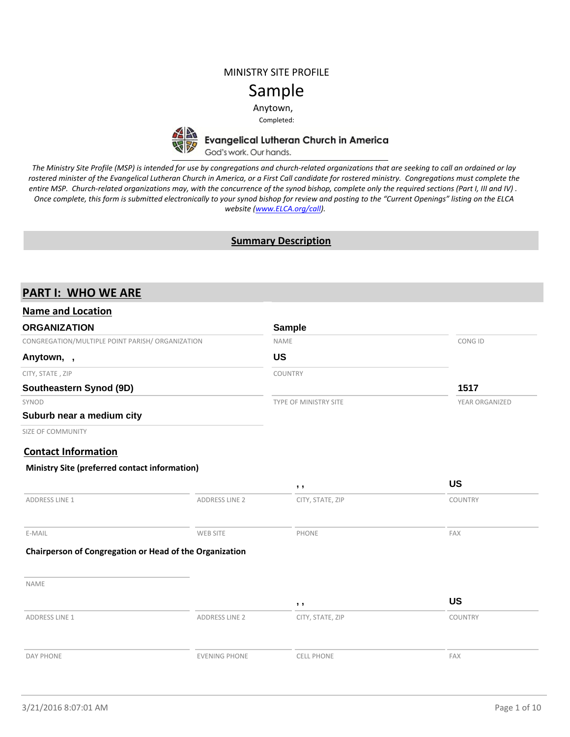MINISTRY SITE PROFILE

# Sample

Anytown,

Completed:

**Evangelical Lutheran Church in America**

God's work. Our hands.

*The Ministry Site Profile (MSP) is intended for use by congregations and church-related organizations that are seeking to call an ordained or lay rostered minister of the Evangelical Lutheran Church in America, or a First Call candidate for rostered ministry. Congregations must complete the entire MSP. Church-related organizations may, with the concurrence of the synod bishop, complete only the required sections (Part I, III and IV). Once complete, this form is submitted electronically to your synod bishop for review and posting to the "Current Openings" listing on the ELCA website (www.ELCA.org/call).*

## Summary Description

## PART I: WHO WE ARE

### Name and Location

| | | |
|---|---|---|
| **ORGANIZATION** | **Sample** | |
| CONGREGATION/MULTIPLE POINT PARISH/ ORGANIZATION | NAME | CONG ID |
| **Anytown, ,** | **US** | |
| CITY, STATE , ZIP | COUNTRY | |
| **Southeastern Synod (9D)** | | **1517** |
| SYNOD | TYPE OF MINISTRY SITE | YEAR ORGANIZED |
| **Suburb near a medium city** | | |
| SIZE OF COMMUNITY | | |

### Contact Information

**Ministry Site (preferred contact information)**

| | | | |
|---|---|---|---|
| | | , , | **US** |
| ADDRESS LINE 1 | ADDRESS LINE 2 | CITY, STATE, ZIP | COUNTRY |
| | | | |
| E-MAIL | WEB SITE | PHONE | FAX |

**Chairperson of Congregation or Head of the Organization**

| | | | |
|---|---|---|---|
| | | | |
| NAME | | | |
| | | , , | **US** |
| ADDRESS LINE 1 | ADDRESS LINE 2 | CITY, STATE, ZIP | COUNTRY |
| | | | |
| DAY PHONE | EVENING PHONE | CELL PHONE | FAX |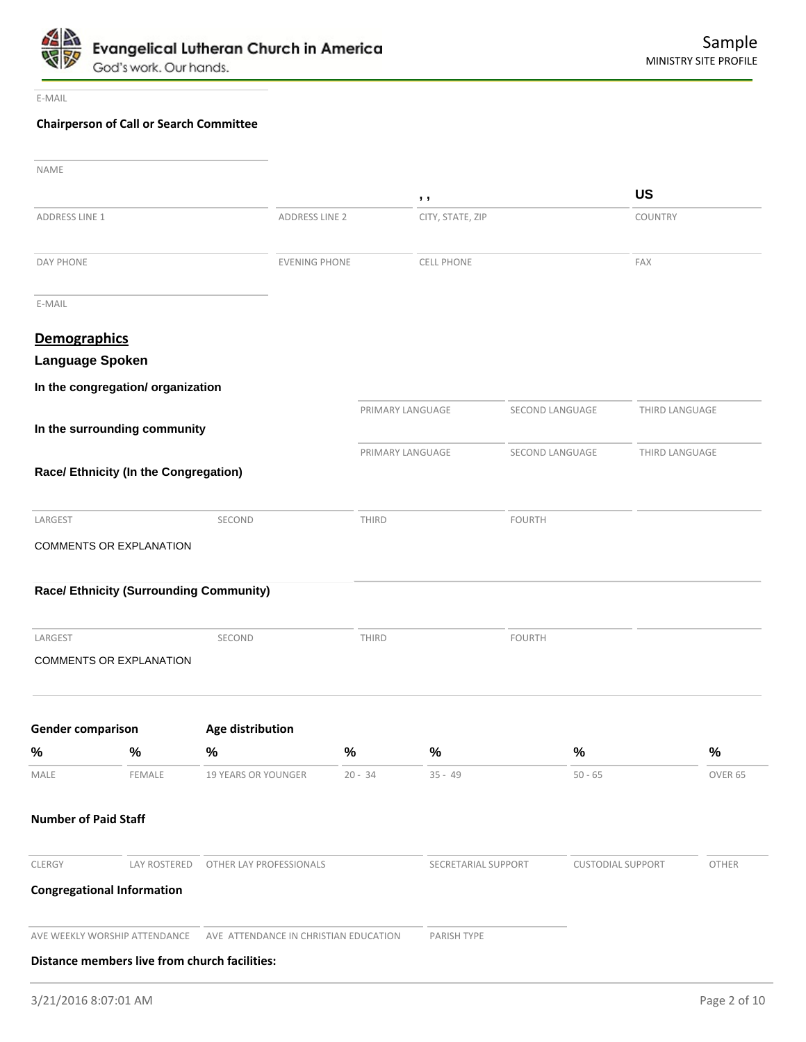E-MAIL

**Chairperson of Call or Search Committee**

| NAME | | | |
|---|---|---|---|
| | | , , | US |
| ADDRESS LINE 1 | ADDRESS LINE 2 | CITY, STATE, ZIP | COUNTRY |
| DAY PHONE | EVENING PHONE | CELL PHONE | FAX |

E-MAIL

## Demographics

### Language Spoken

**In the congregation/ organization**

| PRIMARY LANGUAGE | SECOND LANGUAGE | THIRD LANGUAGE |
|---|---|---|

**In the surrounding community**

| PRIMARY LANGUAGE | SECOND LANGUAGE | THIRD LANGUAGE |
|---|---|---|

**Race/ Ethnicity (In the Congregation)**

| LARGEST | SECOND | THIRD | FOURTH | |
|---|---|---|---|---|

COMMENTS OR EXPLANATION

**Race/ Ethnicity (Surrounding Community)**

| LARGEST | SECOND | THIRD | FOURTH | |
|---|---|---|---|---|

COMMENTS OR EXPLANATION

| Gender comparison | | Age distribution | | | | |
|---|---|---|---|---|---|---|
| % | % | % | % | % | % | % |
| MALE | FEMALE | 19 YEARS OR YOUNGER | 20 - 34 | 35 - 49 | 50 - 65 | OVER 65 |

**Number of Paid Staff**

| CLERGY | LAY ROSTERED | OTHER LAY PROFESSIONALS | SECRETARIAL SUPPORT | CUSTODIAL SUPPORT | OTHER |
|---|---|---|---|---|---|

**Congregational Information**

| AVE WEEKLY WORSHIP ATTENDANCE | AVE ATTENDANCE IN CHRISTIAN EDUCATION | PARISH TYPE |
|---|---|---|

**Distance members live from church facilities:**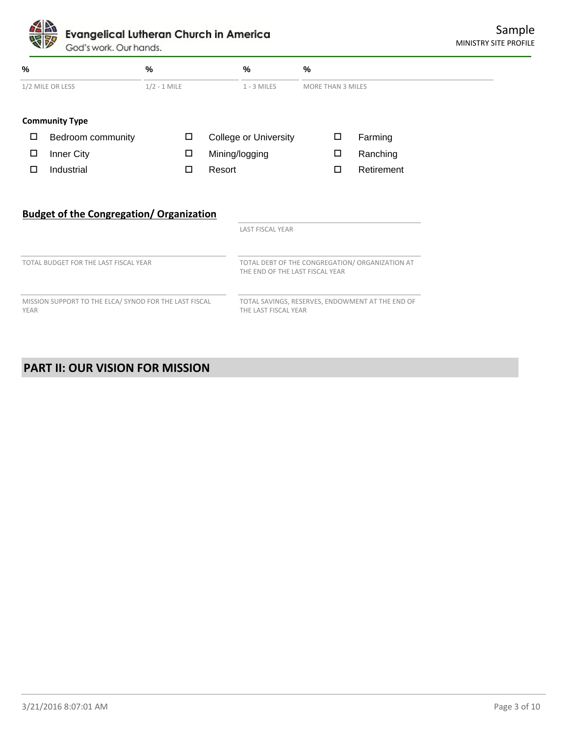| % | % | % | % |
| --- | --- | --- | --- |
| 1/2 MILE OR LESS | 1/2 - 1 MILE | 1 - 3 MILES | MORE THAN 3 MILES |

**Community Type**

- ☐ Bedroom community
- ☐ College or University
- ☐ Farming
- ☐ Inner City
- ☐ Mining/logging
- ☐ Ranching
- ☐ Industrial
- ☐ Resort
- ☐ Retirement

## Budget of the Congregation/ Organization

LAST FISCAL YEAR

TOTAL BUDGET FOR THE LAST FISCAL YEAR

TOTAL DEBT OF THE CONGREGATION/ ORGANIZATION AT THE END OF THE LAST FISCAL YEAR

MISSION SUPPORT TO THE ELCA/ SYNOD FOR THE LAST FISCAL YEAR

TOTAL SAVINGS, RESERVES, ENDOWMENT AT THE END OF THE LAST FISCAL YEAR

## PART II: OUR VISION FOR MISSION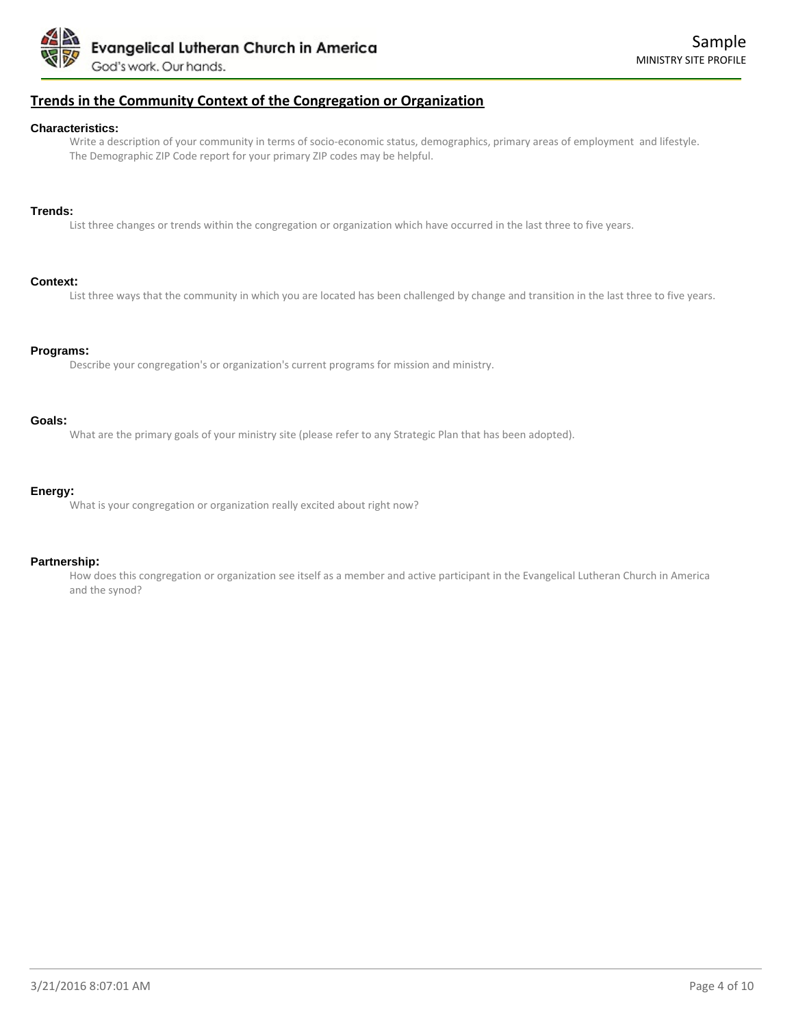## Trends in the Community Context of the Congregation or Organization

**Characteristics:**

Write a description of your community in terms of socio-economic status, demographics, primary areas of employment and lifestyle. The Demographic ZIP Code report for your primary ZIP codes may be helpful.

**Trends:**

List three changes or trends within the congregation or organization which have occurred in the last three to five years.

**Context:**

List three ways that the community in which you are located has been challenged by change and transition in the last three to five years.

**Programs:**

Describe your congregation's or organization's current programs for mission and ministry.

**Goals:**

What are the primary goals of your ministry site (please refer to any Strategic Plan that has been adopted).

**Energy:**

What is your congregation or organization really excited about right now?

**Partnership:**

How does this congregation or organization see itself as a member and active participant in the Evangelical Lutheran Church in America and the synod?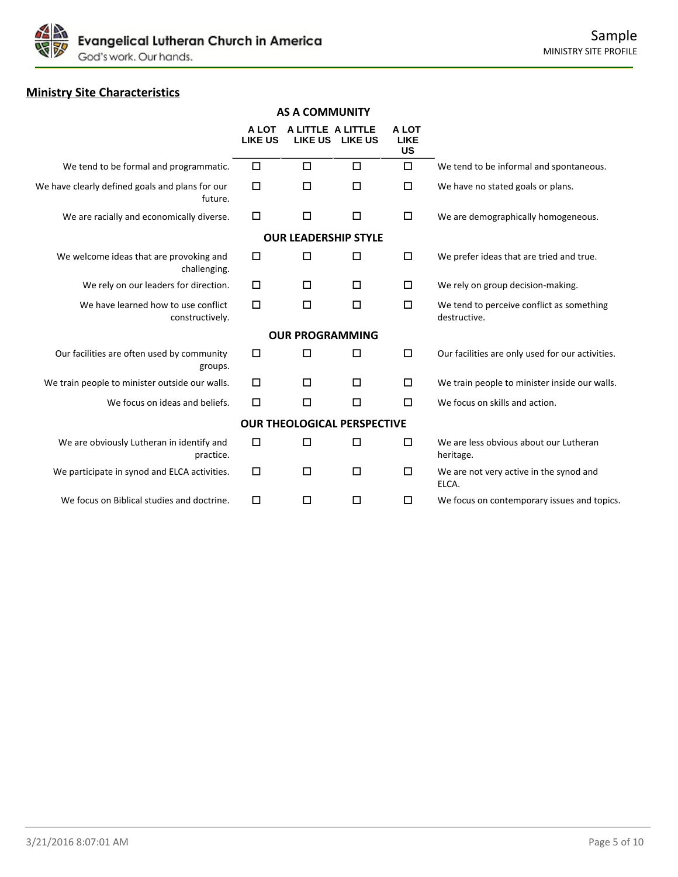## Ministry Site Characteristics

| | A LOT LIKE US | A LITTLE LIKE US | A LITTLE LIKE US | A LOT LIKE US | |
|---|---|---|---|---|---|
| **AS A COMMUNITY** | | | | | |
| We tend to be formal and programmatic. | ☐ | ☐ | ☐ | ☐ | We tend to be informal and spontaneous. |
| We have clearly defined goals and plans for our future. | ☐ | ☐ | ☐ | ☐ | We have no stated goals or plans. |
| We are racially and economically diverse. | ☐ | ☐ | ☐ | ☐ | We are demographically homogeneous. |
| **OUR LEADERSHIP STYLE** | | | | | |
| We welcome ideas that are provoking and challenging. | ☐ | ☐ | ☐ | ☐ | We prefer ideas that are tried and true. |
| We rely on our leaders for direction. | ☐ | ☐ | ☐ | ☐ | We rely on group decision-making. |
| We have learned how to use conflict constructively. | ☐ | ☐ | ☐ | ☐ | We tend to perceive conflict as something destructive. |
| **OUR PROGRAMMING** | | | | | |
| Our facilities are often used by community groups. | ☐ | ☐ | ☐ | ☐ | Our facilities are only used for our activities. |
| We train people to minister outside our walls. | ☐ | ☐ | ☐ | ☐ | We train people to minister inside our walls. |
| We focus on ideas and beliefs. | ☐ | ☐ | ☐ | ☐ | We focus on skills and action. |
| **OUR THEOLOGICAL PERSPECTIVE** | | | | | |
| We are obviously Lutheran in identify and practice. | ☐ | ☐ | ☐ | ☐ | We are less obvious about our Lutheran heritage. |
| We participate in synod and ELCA activities. | ☐ | ☐ | ☐ | ☐ | We are not very active in the synod and ELCA. |
| We focus on Biblical studies and doctrine. | ☐ | ☐ | ☐ | ☐ | We focus on contemporary issues and topics. |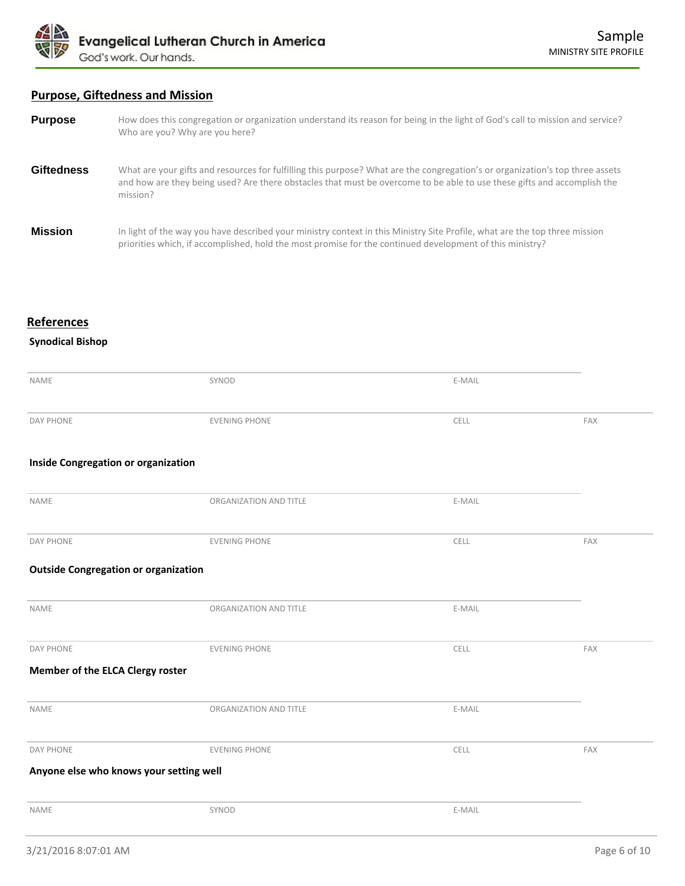## Purpose, Giftedness and Mission

**Purpose**

How does this congregation or organization understand its reason for being in the light of God's call to mission and service? Who are you? Why are you here?

**Giftedness**

What are your gifts and resources for fulfilling this purpose? What are the congregation's or organization's top three assets and how are they being used? Are there obstacles that must be overcome to be able to use these gifts and accomplish the mission?

**Mission**

In light of the way you have described your ministry context in this Ministry Site Profile, what are the top three mission priorities which, if accomplished, hold the most promise for the continued development of this ministry?

## References

### Synodical Bishop

| NAME | SYNOD | E-MAIL | |
|---|---|---|---|
| DAY PHONE | EVENING PHONE | CELL | FAX |

### Inside Congregation or organization

| NAME | ORGANIZATION AND TITLE | E-MAIL | |
|---|---|---|---|
| DAY PHONE | EVENING PHONE | CELL | FAX |

### Outside Congregation or organization

| NAME | ORGANIZATION AND TITLE | E-MAIL | |
|---|---|---|---|
| DAY PHONE | EVENING PHONE | CELL | FAX |

### Member of the ELCA Clergy roster

| NAME | ORGANIZATION AND TITLE | E-MAIL | |
|---|---|---|---|
| DAY PHONE | EVENING PHONE | CELL | FAX |

### Anyone else who knows your setting well

| NAME | SYNOD | E-MAIL |
|---|---|---|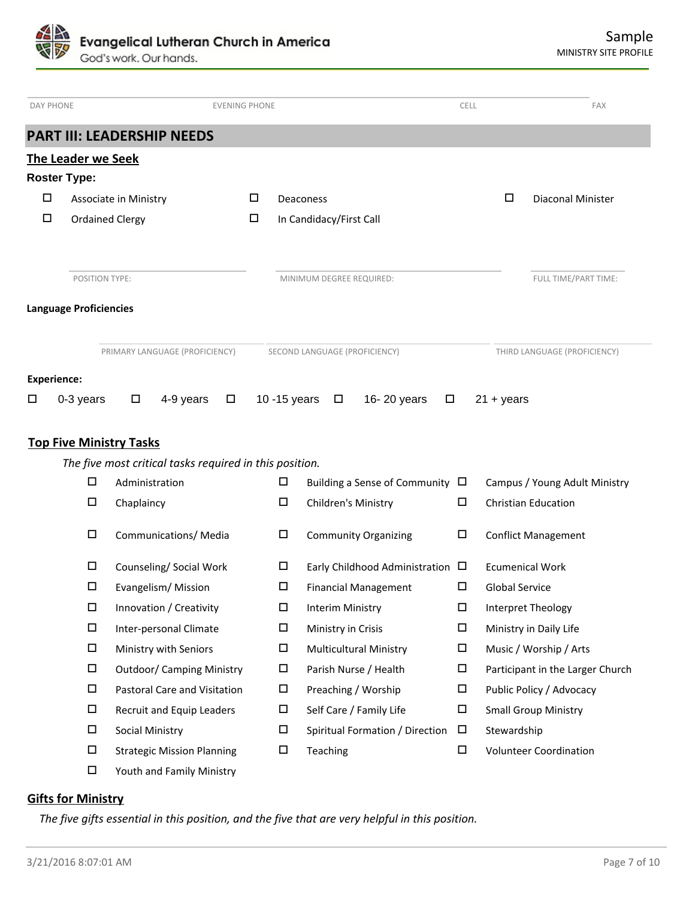DAY PHONE | EVENING PHONE | CELL | FAX

## PART III: LEADERSHIP NEEDS

### The Leader we Seek

**Roster Type:**

- ☐ Associate in Ministry
- ☐ Deaconess
- ☐ Diaconal Minister
- ☐ Ordained Clergy
- ☐ In Candidacy/First Call

POSITION TYPE: | MINIMUM DEGREE REQUIRED: | FULL TIME/PART TIME:

**Language Proficiencies**

PRIMARY LANGUAGE (PROFICIENCY) | SECOND LANGUAGE (PROFICIENCY) | THIRD LANGUAGE (PROFICIENCY)

**Experience:**

☐ 0-3 years ☐ 4-9 years ☐ 10 -15 years ☐ 16- 20 years ☐ 21 + years

### Top Five Ministry Tasks

*The five most critical tasks required in this position.*

- ☐ Administration
- ☐ Building a Sense of Community
- ☐ Campus / Young Adult Ministry
- ☐ Chaplaincy
- ☐ Children's Ministry
- ☐ Christian Education
- ☐ Communications/ Media
- ☐ Community Organizing
- ☐ Conflict Management
- ☐ Counseling/ Social Work
- ☐ Early Childhood Administration
- ☐ Ecumenical Work
- ☐ Evangelism/ Mission
- ☐ Financial Management
- ☐ Global Service
- ☐ Innovation / Creativity
- ☐ Interim Ministry
- ☐ Interpret Theology
- ☐ Inter-personal Climate
- ☐ Ministry in Crisis
- ☐ Ministry in Daily Life
- ☐ Ministry with Seniors
- ☐ Multicultural Ministry
- ☐ Music / Worship / Arts
- ☐ Outdoor/ Camping Ministry
- ☐ Parish Nurse / Health
- ☐ Participant in the Larger Church
- ☐ Pastoral Care and Visitation
- ☐ Preaching / Worship
- ☐ Public Policy / Advocacy
- ☐ Recruit and Equip Leaders
- ☐ Self Care / Family Life
- ☐ Small Group Ministry
- ☐ Social Ministry
- ☐ Spiritual Formation / Direction
- ☐ Stewardship
- ☐ Strategic Mission Planning
- ☐ Teaching
- ☐ Volunteer Coordination
- ☐ Youth and Family Ministry

### Gifts for Ministry

*The five gifts essential in this position, and the five that are very helpful in this position.*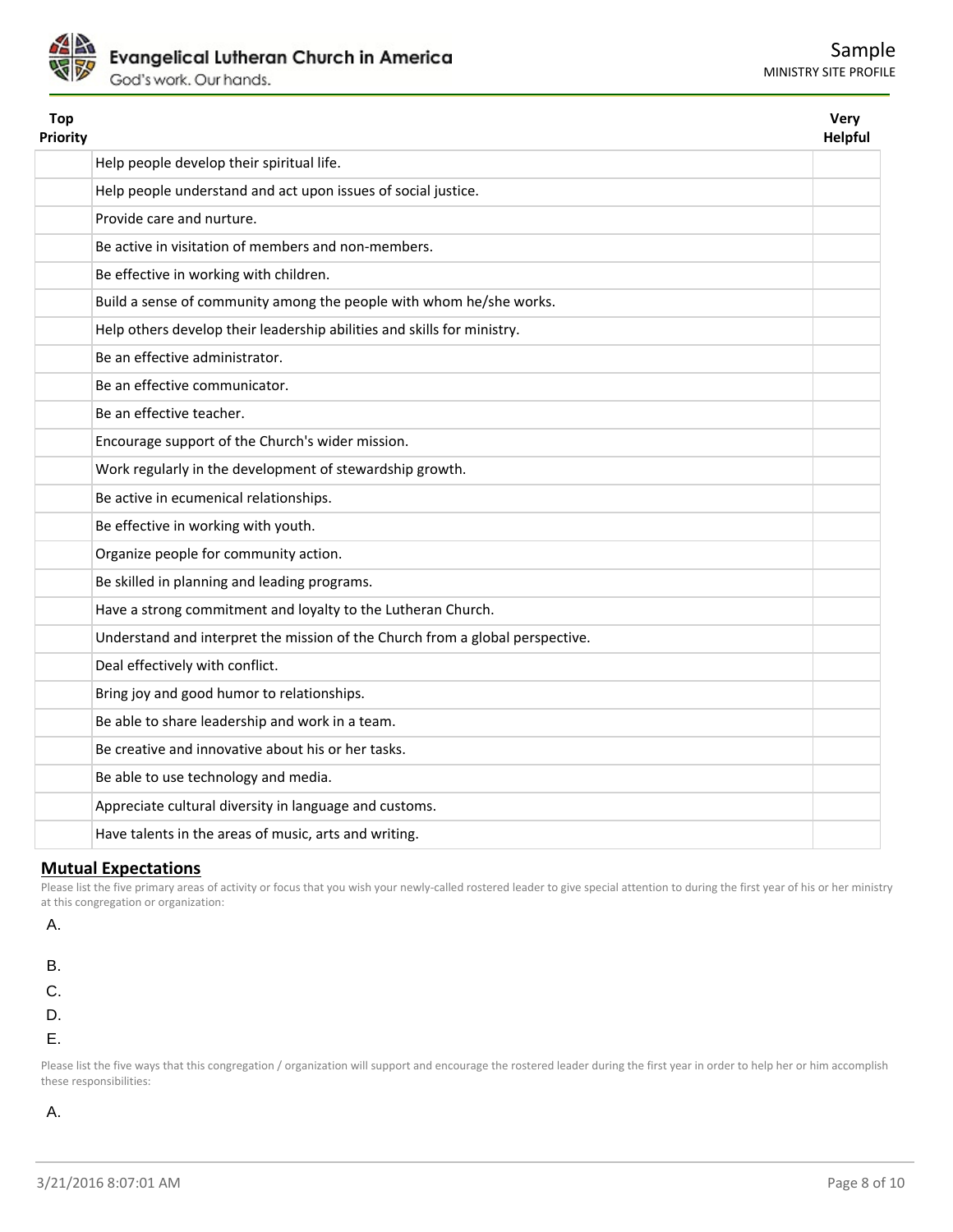| Top Priority | | Very Helpful |
|---|---|---|
| | Help people develop their spiritual life. | |
| | Help people understand and act upon issues of social justice. | |
| | Provide care and nurture. | |
| | Be active in visitation of members and non-members. | |
| | Be effective in working with children. | |
| | Build a sense of community among the people with whom he/she works. | |
| | Help others develop their leadership abilities and skills for ministry. | |
| | Be an effective administrator. | |
| | Be an effective communicator. | |
| | Be an effective teacher. | |
| | Encourage support of the Church's wider mission. | |
| | Work regularly in the development of stewardship growth. | |
| | Be active in ecumenical relationships. | |
| | Be effective in working with youth. | |
| | Organize people for community action. | |
| | Be skilled in planning and leading programs. | |
| | Have a strong commitment and loyalty to the Lutheran Church. | |
| | Understand and interpret the mission of the Church from a global perspective. | |
| | Deal effectively with conflict. | |
| | Bring joy and good humor to relationships. | |
| | Be able to share leadership and work in a team. | |
| | Be creative and innovative about his or her tasks. | |
| | Be able to use technology and media. | |
| | Appreciate cultural diversity in language and customs. | |
| | Have talents in the areas of music, arts and writing. | |

## Mutual Expectations

Please list the five primary areas of activity or focus that you wish your newly-called rostered leader to give special attention to during the first year of his or her ministry at this congregation or organization:

A.

B.

C.

D.

E.

Please list the five ways that this congregation / organization will support and encourage the rostered leader during the first year in order to help her or him accomplish these responsibilities:

A.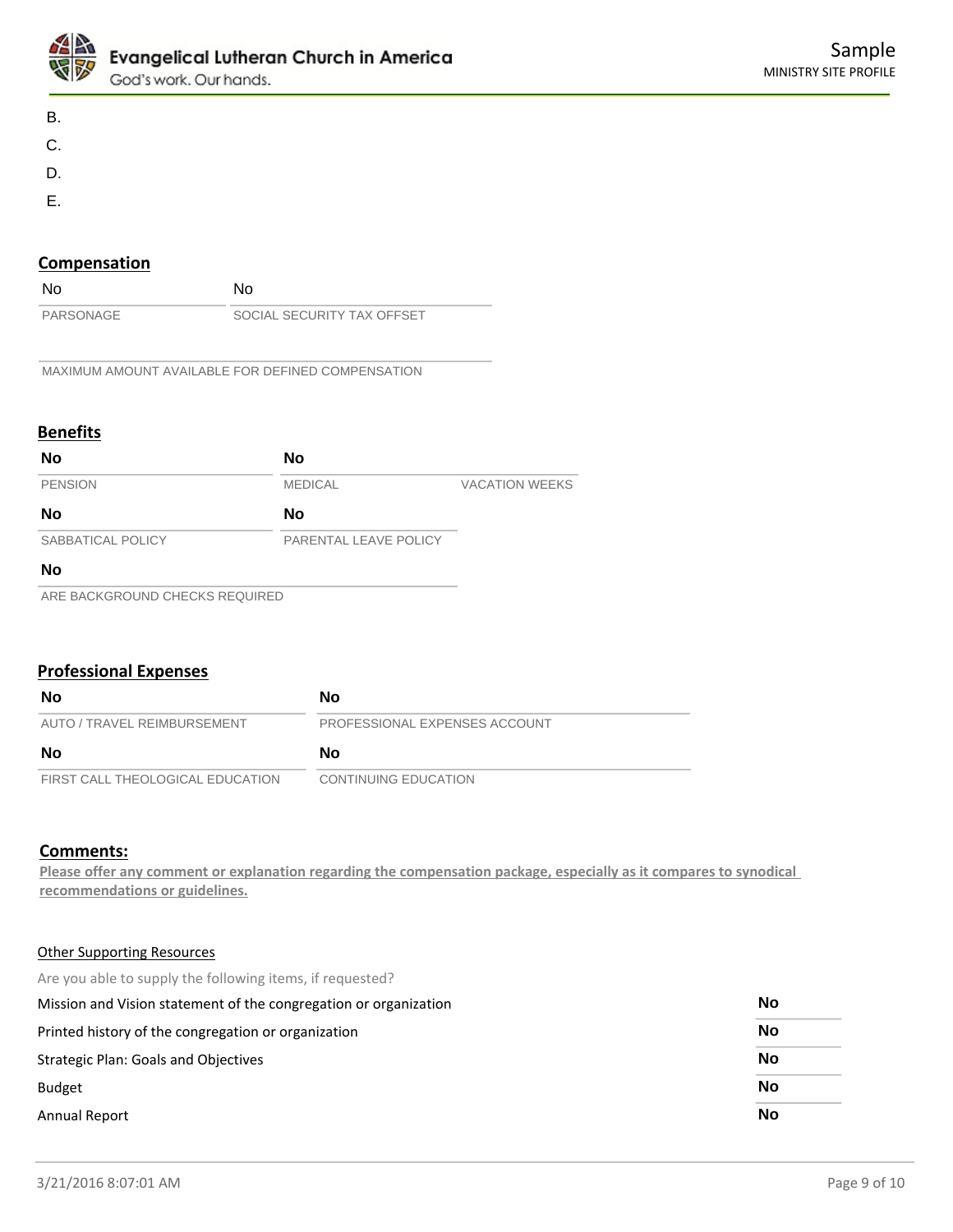B.

C.

D.

E.

## Compensation

| No | No |
|---|---|
| PARSONAGE | SOCIAL SECURITY TAX OFFSET |

MAXIMUM AMOUNT AVAILABLE FOR DEFINED COMPENSATION

## Benefits

| **No** | **No** | |
|---|---|---|
| PENSION | MEDICAL | VACATION WEEKS |
| **No** | **No** | |
| SABBATICAL POLICY | PARENTAL LEAVE POLICY | |
| **No** | | |
| ARE BACKGROUND CHECKS REQUIRED | | |

## Professional Expenses

| **No** | **No** |
|---|---|
| AUTO / TRAVEL REIMBURSEMENT | PROFESSIONAL EXPENSES ACCOUNT |
| **No** | **No** |
| FIRST CALL THEOLOGICAL EDUCATION | CONTINUING EDUCATION |

## Comments:

**Please offer any comment or explanation regarding the compensation package, especially as it compares to synodical recommendations or guidelines.**

### Other Supporting Resources

Are you able to supply the following items, if requested?

| Item | |
|---|---|
| Mission and Vision statement of the congregation or organization | **No** |
| Printed history of the congregation or organization | **No** |
| Strategic Plan: Goals and Objectives | **No** |
| Budget | **No** |
| Annual Report | **No** |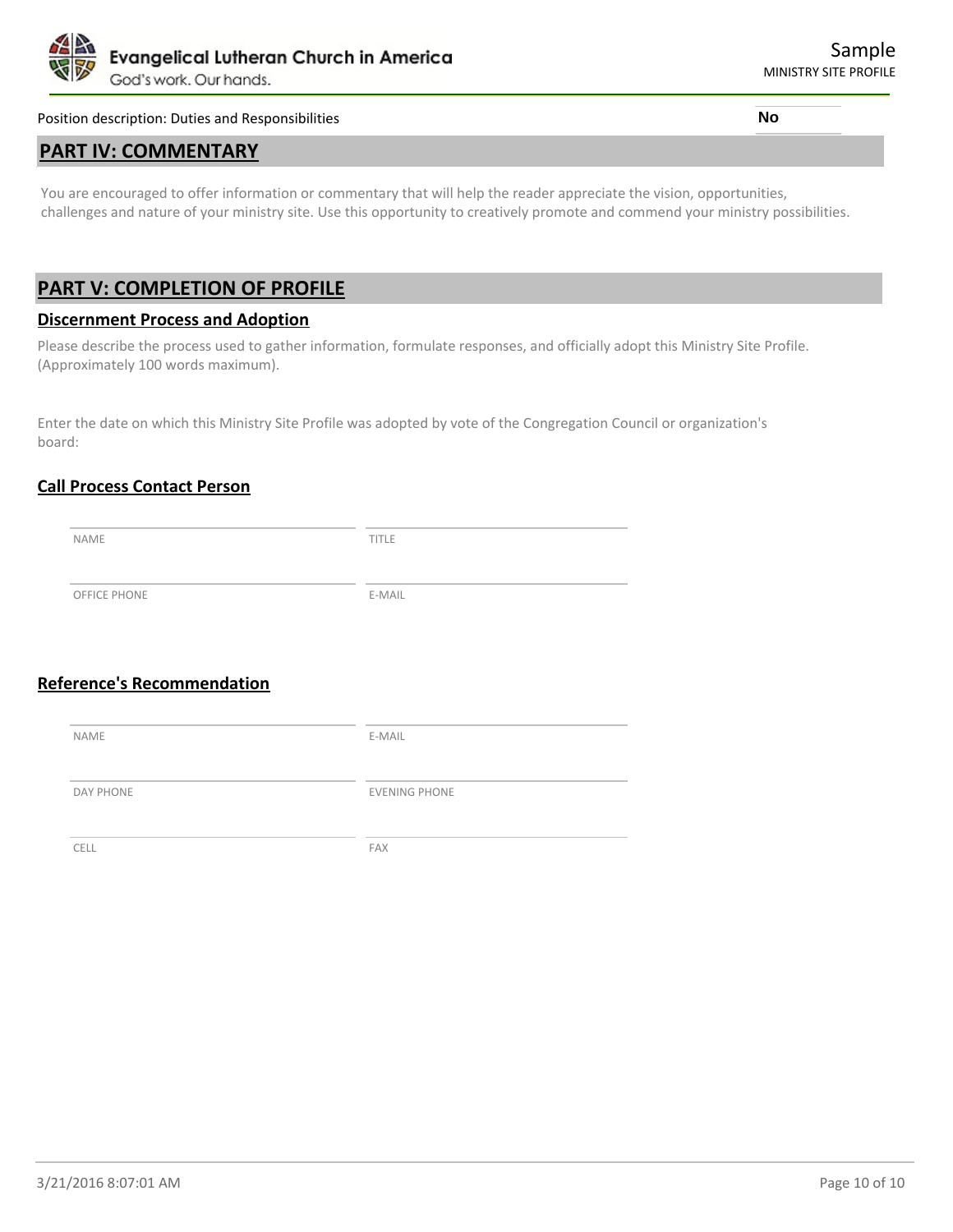Position description: Duties and Responsibilities **No**

## PART IV: COMMENTARY

You are encouraged to offer information or commentary that will help the reader appreciate the vision, opportunities, challenges and nature of your ministry site. Use this opportunity to creatively promote and commend your ministry possibilities.

## PART V: COMPLETION OF PROFILE

### Discernment Process and Adoption

Please describe the process used to gather information, formulate responses, and officially adopt this Ministry Site Profile. (Approximately 100 words maximum).

Enter the date on which this Ministry Site Profile was adopted by vote of the Congregation Council or organization's board:

### Call Process Contact Person

| | |
|---|---|
| NAME | TITLE |
| OFFICE PHONE | E-MAIL |

### Reference's Recommendation

| | |
|---|---|
| NAME | E-MAIL |
| DAY PHONE | EVENING PHONE |
| CELL | FAX |